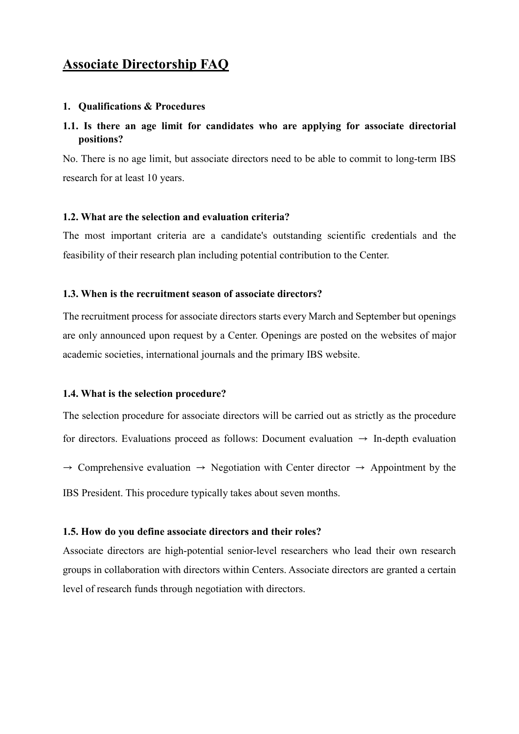# Associate Directorship FAQ

## 1. Qualifications & Procedures

### 1.1. Is there an age limit for candidates who are applying for associate directorial positions?

No. There is no age limit, but associate directors need to be able to commit to long-term IBS research for at least 10 years.

### 1.2. What are the selection and evaluation criteria?

The most important criteria are a candidate's outstanding scientific credentials and the feasibility of their research plan including potential contribution to the Center.

### 1.3. When is the recruitment season of associate directors?

The recruitment process for associate directors starts every March and September but openings are only announced upon request by a Center. Openings are posted on the websites of major academic societies, international journals and the primary IBS website.

### 1.4. What is the selection procedure?

The selection procedure for associate directors will be carried out as strictly as the procedure for directors. Evaluations proceed as follows: Document evaluation → In-depth evaluation → Comprehensive evaluation → Negotiation with Center director → Appointment by the IBS President. This procedure typically takes about seven months.

### 1.5. How do you define associate directors and their roles?

Associate directors are high-potential senior-level researchers who lead their own research groups in collaboration with directors within Centers. Associate directors are granted a certain level of research funds through negotiation with directors.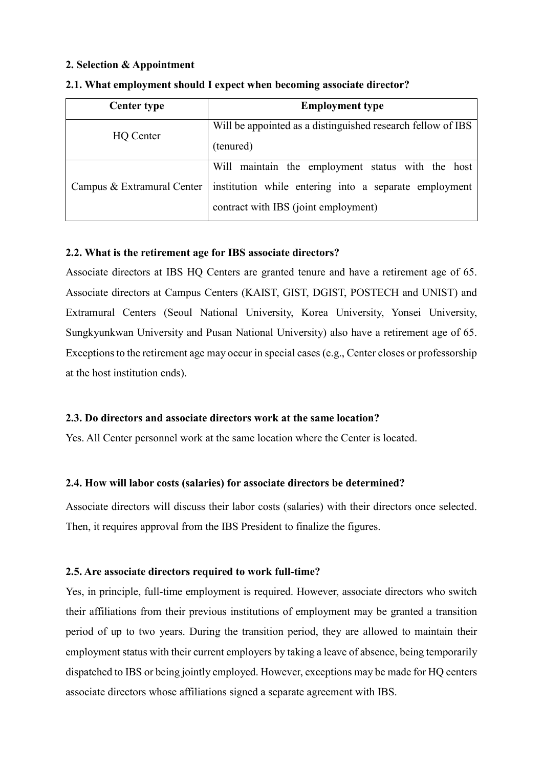## 2. Selection & Appointment

### 2.1. What employment should I expect when becoming associate director?

| Center type | Employment type |
| --- | --- |
| HQ Center | Will be appointed as a distinguished research fellow of IBS (tenured) |
| Campus & Extramural Center | Will maintain the employment status with the host institution while entering into a separate employment contract with IBS (joint employment) |

### 2.2. What is the retirement age for IBS associate directors?

Associate directors at IBS HQ Centers are granted tenure and have a retirement age of 65. Associate directors at Campus Centers (KAIST, GIST, DGIST, POSTECH and UNIST) and Extramural Centers (Seoul National University, Korea University, Yonsei University, Sungkyunkwan University and Pusan National University) also have a retirement age of 65. Exceptions to the retirement age may occur in special cases (e.g., Center closes or professorship at the host institution ends).

### 2.3. Do directors and associate directors work at the same location?

Yes. All Center personnel work at the same location where the Center is located.

### 2.4. How will labor costs (salaries) for associate directors be determined?

Associate directors will discuss their labor costs (salaries) with their directors once selected. Then, it requires approval from the IBS President to finalize the figures.

### 2.5. Are associate directors required to work full-time?

Yes, in principle, full-time employment is required. However, associate directors who switch their affiliations from their previous institutions of employment may be granted a transition period of up to two years. During the transition period, they are allowed to maintain their employment status with their current employers by taking a leave of absence, being temporarily dispatched to IBS or being jointly employed. However, exceptions may be made for HQ centers associate directors whose affiliations signed a separate agreement with IBS.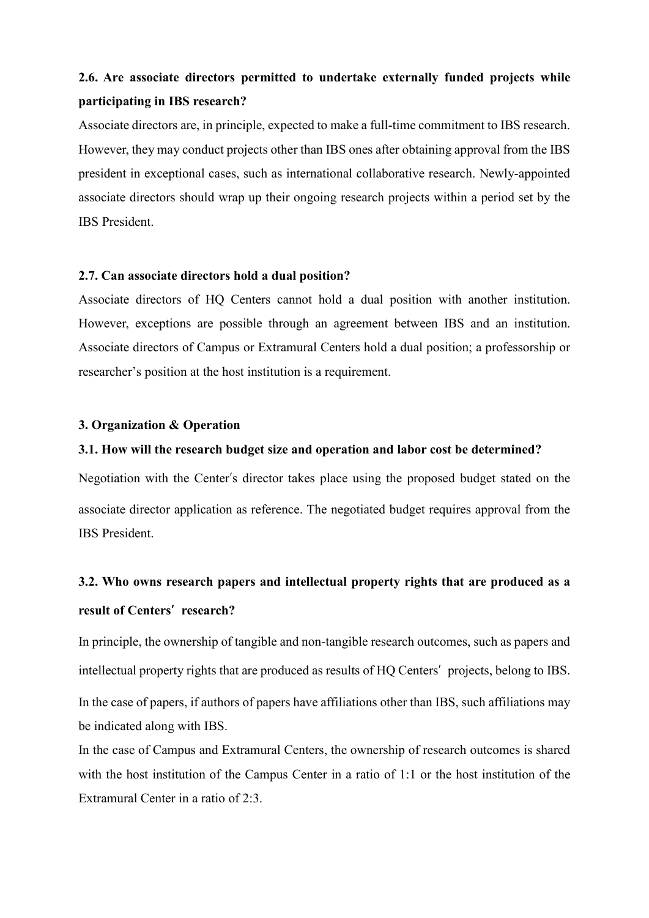**2.6. Are associate directors permitted to undertake externally funded projects while participating in IBS research?**

Associate directors are, in principle, expected to make a full-time commitment to IBS research. However, they may conduct projects other than IBS ones after obtaining approval from the IBS president in exceptional cases, such as international collaborative research. Newly-appointed associate directors should wrap up their ongoing research projects within a period set by the IBS President.

**2.7. Can associate directors hold a dual position?**

Associate directors of HQ Centers cannot hold a dual position with another institution. However, exceptions are possible through an agreement between IBS and an institution. Associate directors of Campus or Extramural Centers hold a dual position; a professorship or researcher's position at the host institution is a requirement.

**3. Organization & Operation**

**3.1. How will the research budget size and operation and labor cost be determined?**

Negotiation with the Center′s director takes place using the proposed budget stated on the associate director application as reference. The negotiated budget requires approval from the IBS President.

**3.2. Who owns research papers and intellectual property rights that are produced as a result of Centers′ research?**

In principle, the ownership of tangible and non-tangible research outcomes, such as papers and intellectual property rights that are produced as results of HQ Centers′ projects, belong to IBS.

In the case of papers, if authors of papers have affiliations other than IBS, such affiliations may be indicated along with IBS.

In the case of Campus and Extramural Centers, the ownership of research outcomes is shared with the host institution of the Campus Center in a ratio of 1:1 or the host institution of the Extramural Center in a ratio of 2:3.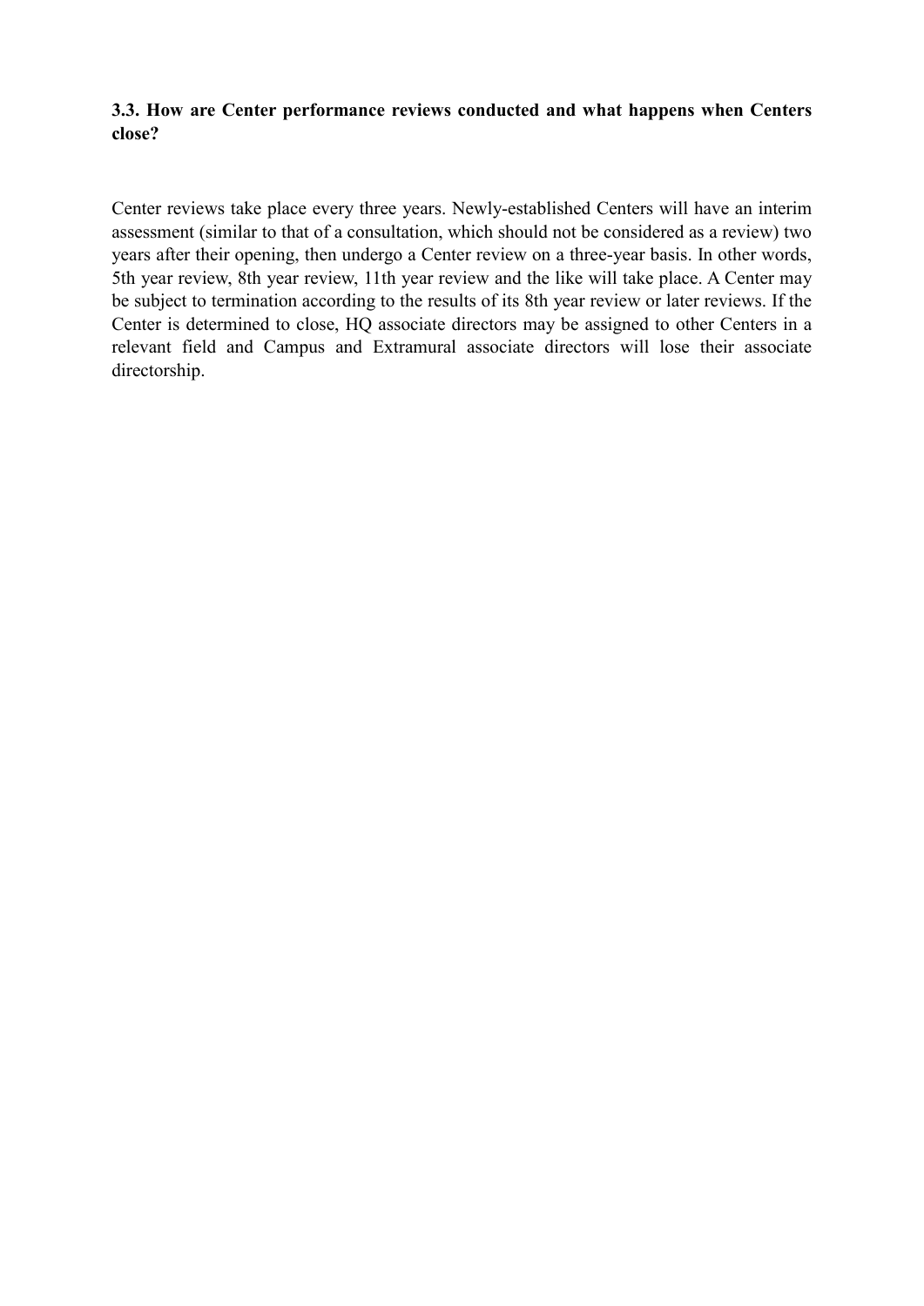### 3.3. How are Center performance reviews conducted and what happens when Centers close?

Center reviews take place every three years. Newly-established Centers will have an interim assessment (similar to that of a consultation, which should not be considered as a review) two years after their opening, then undergo a Center review on a three-year basis. In other words, 5th year review, 8th year review, 11th year review and the like will take place. A Center may be subject to termination according to the results of its 8th year review or later reviews. If the Center is determined to close, HQ associate directors may be assigned to other Centers in a relevant field and Campus and Extramural associate directors will lose their associate directorship.